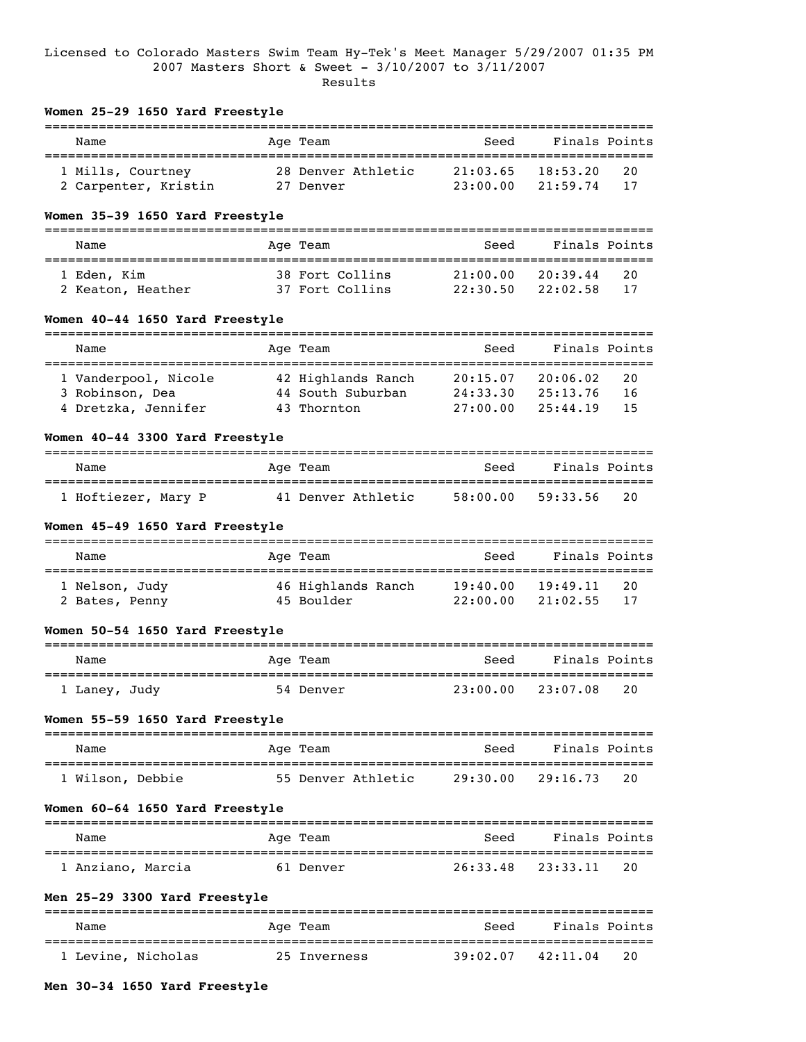Licensed to Colorado Masters Swim Team Hy-Tek's Meet Manager 5/29/2007 01:35 PM
2007 Masters Short & Sweet - 3/10/2007 to 3/11/2007
Results

### Women 25-29 1650 Yard Freestyle

| | Name | Age | Team | Seed | Finals | Points |
|---|---|---|---|---|---|---|
| 1 | Mills, Courtney | 28 | Denver Athletic | 21:03.65 | 18:53.20 | 20 |
| 2 | Carpenter, Kristin | 27 | Denver | 23:00.00 | 21:59.74 | 17 |

### Women 35-39 1650 Yard Freestyle

| | Name | Age | Team | Seed | Finals | Points |
|---|---|---|---|---|---|---|
| 1 | Eden, Kim | 38 | Fort Collins | 21:00.00 | 20:39.44 | 20 |
| 2 | Keaton, Heather | 37 | Fort Collins | 22:30.50 | 22:02.58 | 17 |

### Women 40-44 1650 Yard Freestyle

| | Name | Age | Team | Seed | Finals | Points |
|---|---|---|---|---|---|---|
| 1 | Vanderpool, Nicole | 42 | Highlands Ranch | 20:15.07 | 20:06.02 | 20 |
| 3 | Robinson, Dea | 44 | South Suburban | 24:33.30 | 25:13.76 | 16 |
| 4 | Dretzka, Jennifer | 43 | Thornton | 27:00.00 | 25:44.19 | 15 |

### Women 40-44 3300 Yard Freestyle

| | Name | Age | Team | Seed | Finals | Points |
|---|---|---|---|---|---|---|
| 1 | Hoftiezer, Mary P | 41 | Denver Athletic | 58:00.00 | 59:33.56 | 20 |

### Women 45-49 1650 Yard Freestyle

| | Name | Age | Team | Seed | Finals | Points |
|---|---|---|---|---|---|---|
| 1 | Nelson, Judy | 46 | Highlands Ranch | 19:40.00 | 19:49.11 | 20 |
| 2 | Bates, Penny | 45 | Boulder | 22:00.00 | 21:02.55 | 17 |

### Women 50-54 1650 Yard Freestyle

| | Name | Age | Team | Seed | Finals | Points |
|---|---|---|---|---|---|---|
| 1 | Laney, Judy | 54 | Denver | 23:00.00 | 23:07.08 | 20 |

### Women 55-59 1650 Yard Freestyle

| | Name | Age | Team | Seed | Finals | Points |
|---|---|---|---|---|---|---|
| 1 | Wilson, Debbie | 55 | Denver Athletic | 29:30.00 | 29:16.73 | 20 |

### Women 60-64 1650 Yard Freestyle

| | Name | Age | Team | Seed | Finals | Points |
|---|---|---|---|---|---|---|
| 1 | Anziano, Marcia | 61 | Denver | 26:33.48 | 23:33.11 | 20 |

### Men 25-29 3300 Yard Freestyle

| | Name | Age | Team | Seed | Finals | Points |
|---|---|---|---|---|---|---|
| 1 | Levine, Nicholas | 25 | Inverness | 39:02.07 | 42:11.04 | 20 |

### Men 30-34 1650 Yard Freestyle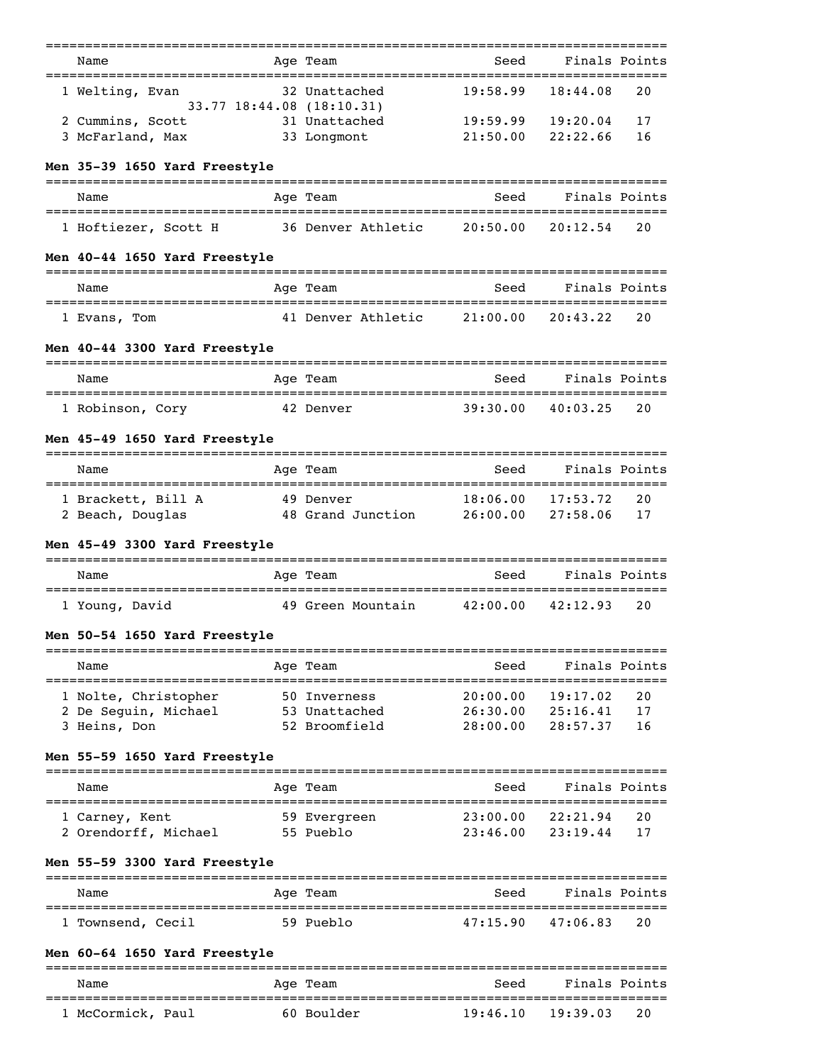| Name | Age | Team | Seed | Finals | Points |
|---|---|---|---|---|---|
| 1 Welting, Evan | 32 | Unattached | 19:58.99 | 18:44.08 | 20 |
| 33.77 18:44.08 (18:10.31) | | | | | |
| 2 Cummins, Scott | 31 | Unattached | 19:59.99 | 19:20.04 | 17 |
| 3 McFarland, Max | 33 | Longmont | 21:50.00 | 22:22.66 | 16 |

**Men 35-39 1650 Yard Freestyle**

| Name | Age | Team | Seed | Finals | Points |
|---|---|---|---|---|---|
| 1 Hoftiezer, Scott H | 36 | Denver Athletic | 20:50.00 | 20:12.54 | 20 |

**Men 40-44 1650 Yard Freestyle**

| Name | Age | Team | Seed | Finals | Points |
|---|---|---|---|---|---|
| 1 Evans, Tom | 41 | Denver Athletic | 21:00.00 | 20:43.22 | 20 |

**Men 40-44 3300 Yard Freestyle**

| Name | Age | Team | Seed | Finals | Points |
|---|---|---|---|---|---|
| 1 Robinson, Cory | 42 | Denver | 39:30.00 | 40:03.25 | 20 |

**Men 45-49 1650 Yard Freestyle**

| Name | Age | Team | Seed | Finals | Points |
|---|---|---|---|---|---|
| 1 Brackett, Bill A | 49 | Denver | 18:06.00 | 17:53.72 | 20 |
| 2 Beach, Douglas | 48 | Grand Junction | 26:00.00 | 27:58.06 | 17 |

**Men 45-49 3300 Yard Freestyle**

| Name | Age | Team | Seed | Finals | Points |
|---|---|---|---|---|---|
| 1 Young, David | 49 | Green Mountain | 42:00.00 | 42:12.93 | 20 |

**Men 50-54 1650 Yard Freestyle**

| Name | Age | Team | Seed | Finals | Points |
|---|---|---|---|---|---|
| 1 Nolte, Christopher | 50 | Inverness | 20:00.00 | 19:17.02 | 20 |
| 2 De Seguin, Michael | 53 | Unattached | 26:30.00 | 25:16.41 | 17 |
| 3 Heins, Don | 52 | Broomfield | 28:00.00 | 28:57.37 | 16 |

**Men 55-59 1650 Yard Freestyle**

| Name | Age | Team | Seed | Finals | Points |
|---|---|---|---|---|---|
| 1 Carney, Kent | 59 | Evergreen | 23:00.00 | 22:21.94 | 20 |
| 2 Orendorff, Michael | 55 | Pueblo | 23:46.00 | 23:19.44 | 17 |

**Men 55-59 3300 Yard Freestyle**

| Name | Age | Team | Seed | Finals | Points |
|---|---|---|---|---|---|
| 1 Townsend, Cecil | 59 | Pueblo | 47:15.90 | 47:06.83 | 20 |

**Men 60-64 1650 Yard Freestyle**

| Name | Age | Team | Seed | Finals | Points |
|---|---|---|---|---|---|
| 1 McCormick, Paul | 60 | Boulder | 19:46.10 | 19:39.03 | 20 |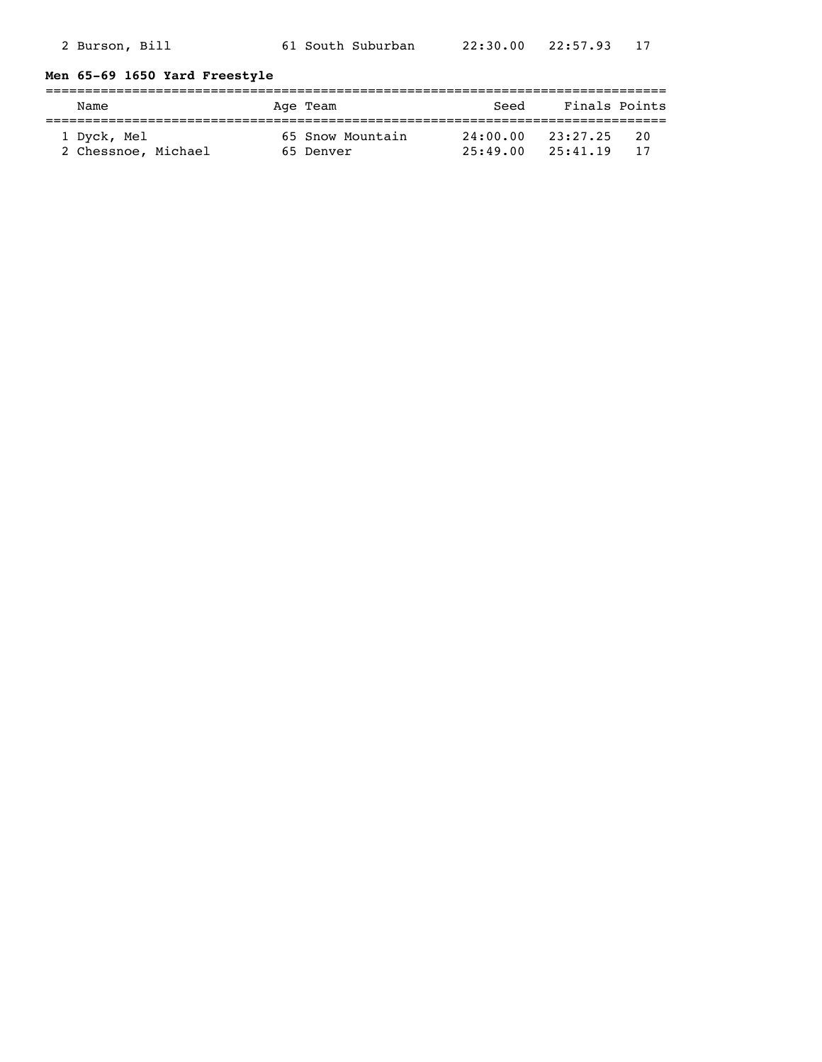| | | | | | | |
|---|---|---|---|---|---|---|
| 2 | Burson, Bill | 61 | South Suburban | 22:30.00 | 22:57.93 | 17 |

**Men 65-69 1650 Yard Freestyle**

| | Name | Age | Team | Seed | Finals | Points |
|---|---|---|---|---|---|---|
| 1 | Dyck, Mel | 65 | Snow Mountain | 24:00.00 | 23:27.25 | 20 |
| 2 | Chessnoe, Michael | 65 | Denver | 25:49.00 | 25:41.19 | 17 |